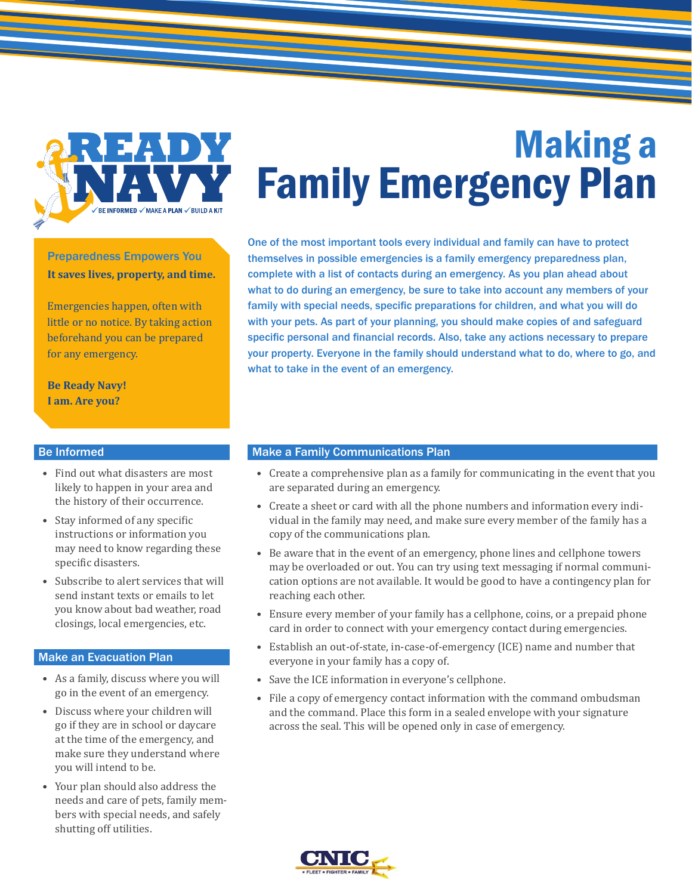READY NAVY
✓ BE INFORMED ✓ MAKE A PLAN ✓ BUILD A KIT

# Making a Family Emergency Plan

**Preparedness Empowers You**

**It saves lives, property, and time.**

Emergencies happen, often with little or no notice. By taking action beforehand you can be prepared for any emergency.

**Be Ready Navy!**
**I am. Are you?**

One of the most important tools every individual and family can have to protect themselves in possible emergencies is a family emergency preparedness plan, complete with a list of contacts during an emergency. As you plan ahead about what to do during an emergency, be sure to take into account any members of your family with special needs, specific preparations for children, and what you will do with your pets. As part of your planning, you should make copies of and safeguard specific personal and financial records. Also, take any actions necessary to prepare your property. Everyone in the family should understand what to do, where to go, and what to take in the event of an emergency.

## Be Informed

- Find out what disasters are most likely to happen in your area and the history of their occurrence.
- Stay informed of any specific instructions or information you may need to know regarding these specific disasters.
- Subscribe to alert services that will send instant texts or emails to let you know about bad weather, road closings, local emergencies, etc.

## Make an Evacuation Plan

- As a family, discuss where you will go in the event of an emergency.
- Discuss where your children will go if they are in school or daycare at the time of the emergency, and make sure they understand where you will intend to be.
- Your plan should also address the needs and care of pets, family members with special needs, and safely shutting off utilities.

## Make a Family Communications Plan

- Create a comprehensive plan as a family for communicating in the event that you are separated during an emergency.
- Create a sheet or card with all the phone numbers and information every individual in the family may need, and make sure every member of the family has a copy of the communications plan.
- Be aware that in the event of an emergency, phone lines and cellphone towers may be overloaded or out. You can try using text messaging if normal communication options are not available. It would be good to have a contingency plan for reaching each other.
- Ensure every member of your family has a cellphone, coins, or a prepaid phone card in order to connect with your emergency contact during emergencies.
- Establish an out-of-state, in-case-of-emergency (ICE) name and number that everyone in your family has a copy of.
- Save the ICE information in everyone's cellphone.
- File a copy of emergency contact information with the command ombudsman and the command. Place this form in a sealed envelope with your signature across the seal. This will be opened only in case of emergency.

CNIC
FLEET • FIGHTER • FAMILY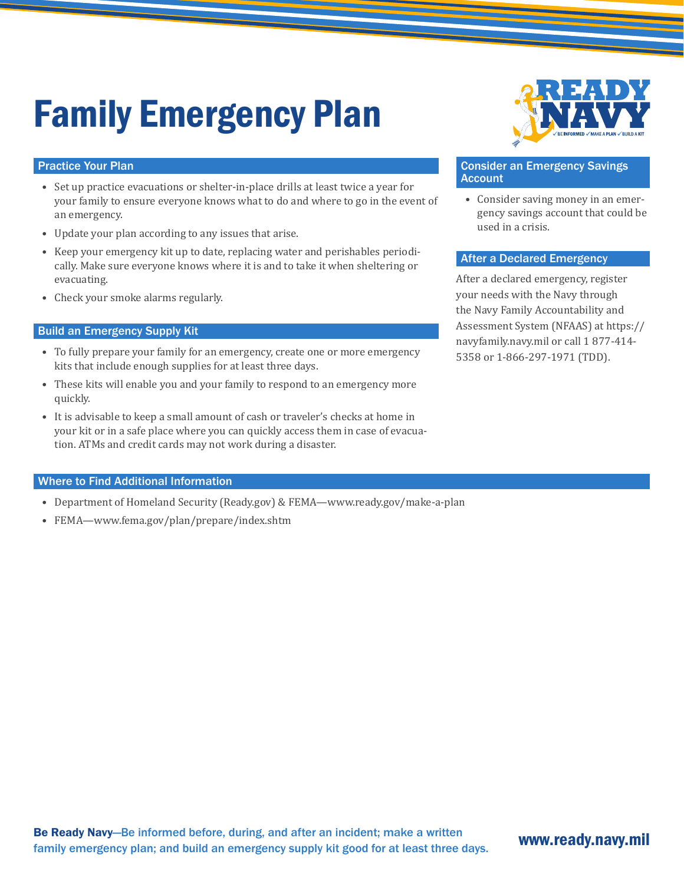# Family Emergency Plan

## Practice Your Plan

- Set up practice evacuations or shelter-in-place drills at least twice a year for your family to ensure everyone knows what to do and where to go in the event of an emergency.
- Update your plan according to any issues that arise.
- Keep your emergency kit up to date, replacing water and perishables periodically. Make sure everyone knows where it is and to take it when sheltering or evacuating.
- Check your smoke alarms regularly.

## Build an Emergency Supply Kit

- To fully prepare your family for an emergency, create one or more emergency kits that include enough supplies for at least three days.
- These kits will enable you and your family to respond to an emergency more quickly.
- It is advisable to keep a small amount of cash or traveler's checks at home in your kit or in a safe place where you can quickly access them in case of evacuation. ATMs and credit cards may not work during a disaster.

## Consider an Emergency Savings Account

- Consider saving money in an emergency savings account that could be used in a crisis.

## After a Declared Emergency

After a declared emergency, register your needs with the Navy through the Navy Family Accountability and Assessment System (NFAAS) at https://navyfamily.navy.mil or call 1 877-414-5358 or 1-866-297-1971 (TDD).

## Where to Find Additional Information

- Department of Homeland Security (Ready.gov) & FEMA—www.ready.gov/make-a-plan
- FEMA—www.fema.gov/plan/prepare/index.shtm

**Be Ready Navy**—Be informed before, during, and after an incident; make a written family emergency plan; and build an emergency supply kit good for at least three days.

www.ready.navy.mil